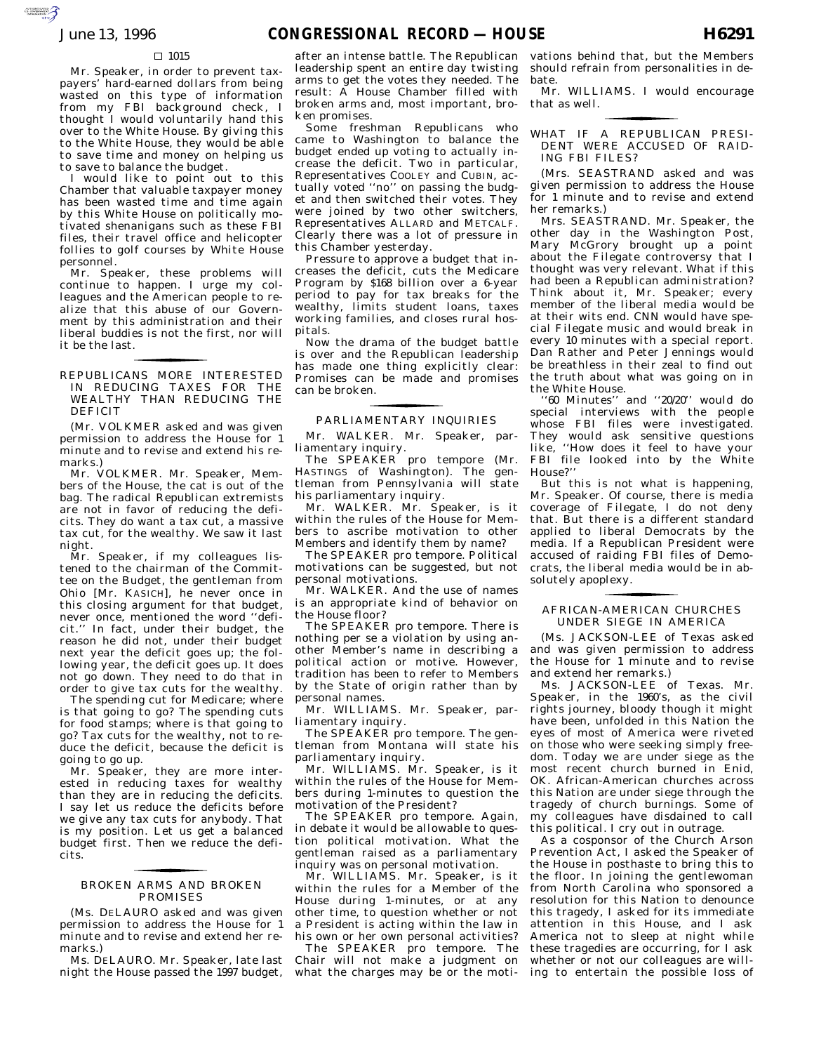□ 1015

Mr. Speaker, in order to prevent taxpayers' hard-earned dollars from being wasted on this type of information from my FBI background check, I thought I would voluntarily hand this over to the White House. By giving this to the White House, they would be able to save time and money on helping us to save to balance the budget.

I would like to point out to this Chamber that valuable taxpayer money has been wasted time and time again by this White House on politically motivated shenanigans such as these FBI files, their travel office and helicopter follies to golf courses by White House personnel.

Mr. Speaker, these problems will continue to happen. I urge my colleagues and the American people to realize that this abuse of our Government by this administration and their liberal buddies is not the first, nor will it be the last.

## REPUBLICANS MORE INTERESTED IN REDUCING TAXES FOR THE WEALTHY THAN REDUCING THE DEFICIT

(Mr. VOLKMER asked and was given permission to address the House for 1 minute and to revise and extend his remarks.)

Mr. VOLKMER. Mr. Speaker, Members of the House, the cat is out of the bag. The radical Republican extremists are not in favor of reducing the deficits. They do want a tax cut, a massive tax cut, for the wealthy. We saw it last night.

Mr. Speaker, if my colleagues listened to the chairman of the Committee on the Budget, the gentleman from Ohio [Mr. KASICH], he never once in this closing argument for that budget, never once, mentioned the word ''deficit.'' In fact, under their budget, the reason he did not, under their budget next year the deficit goes up; the following year, the deficit goes up. It does not go down. They need to do that in order to give tax cuts for the wealthy.

The spending cut for Medicare; where is that going to go? The spending cuts for food stamps; where is that going to go? Tax cuts for the wealthy, not to reduce the deficit, because the deficit is going to go up.

Mr. Speaker, they are more interested in reducing taxes for wealthy than they are in reducing the deficits. I say let us reduce the deficits before we give any tax cuts for anybody. That is my position. Let us get a balanced budget first. Then we reduce the deficits.

## BROKEN ARMS AND BROKEN PROMISES

(Ms. DELAURO asked and was given permission to address the House for 1 minute and to revise and extend her remarks.)

Ms. DELAURO. Mr. Speaker, late last night the House passed the 1997 budget, after an intense battle. The Republican leadership spent an entire day twisting arms to get the votes they needed. The result: A House Chamber filled with broken arms and, most important, broken promises.

Some freshman Republicans who came to Washington to balance the budget ended up voting to actually increase the deficit. Two in particular, Representatives COOLEY and CUBIN, actually voted ''no'' on passing the budget and then switched their votes. They were joined by two other switchers, Representatives ALLARD and METCALF. Clearly there was a lot of pressure in this Chamber yesterday.

Pressure to approve a budget that increases the deficit, cuts the Medicare Program by $168 billion over a 6-year period to pay for tax breaks for the wealthy, limits student loans, taxes working families, and closes rural hospitals.

Now the drama of the budget battle is over and the Republican leadership has made one thing explicitly clear: Promises can be made and promises can be broken.

## PARLIAMENTARY INQUIRIES

Mr. WALKER. Mr. Speaker, parliamentary inquiry.

The SPEAKER pro tempore (Mr. HASTINGS of Washington). The gentleman from Pennsylvania will state his parliamentary inquiry.

Mr. WALKER. Mr. Speaker, is it within the rules of the House for Members to ascribe motivation to other Members and identify them by name?

The SPEAKER pro tempore. Political motivations can be suggested, but not personal motivations.

Mr. WALKER. And the use of names is an appropriate kind of behavior on the House floor?

The SPEAKER pro tempore. There is nothing per se a violation by using another Member's name in describing a political action or motive. However, tradition has been to refer to Members by the State of origin rather than by personal names.

Mr. WILLIAMS. Mr. Speaker, parliamentary inquiry.

The SPEAKER pro tempore. The gentleman from Montana will state his parliamentary inquiry.

Mr. WILLIAMS. Mr. Speaker, is it within the rules of the House for Members during 1-minutes to question the motivation of the President?

The SPEAKER pro tempore. Again, in debate it would be allowable to question political motivation. What the gentleman raised as a parliamentary inquiry was on personal motivation.

Mr. WILLIAMS. Mr. Speaker, is it within the rules for a Member of the House during 1-minutes, or at any other time, to question whether or not a President is acting within the law in his own or her own personal activities?

The SPEAKER pro tempore. The Chair will not make a judgment on what the charges may be or the motivations behind that, but the Members should refrain from personalities in debate.

Mr. WILLIAMS. I would encourage that as well.

## WHAT IF A REPUBLICAN PRESIDENT WERE ACCUSED OF RAIDING FBI FILES?

(Mrs. SEASTRAND asked and was given permission to address the House for 1 minute and to revise and extend her remarks.)

Mrs. SEASTRAND. Mr. Speaker, the other day in the Washington Post, Mary McGrory brought up a point about the Filegate controversy that I thought was very relevant. What if this had been a Republican administration? Think about it, Mr. Speaker; every member of the liberal media would be at their wits end. CNN would have special Filegate music and would break in every 10 minutes with a special report. Dan Rather and Peter Jennings would be breathless in their zeal to find out the truth about what was going on in the White House.

''60 Minutes'' and ''20/20'' would do special interviews with the people whose FBI files were investigated. They would ask sensitive questions like, ''How does it feel to have your FBI file looked into by the White House?''

But this is not what is happening, Mr. Speaker. Of course, there is media coverage of Filegate, I do not deny that. But there is a different standard applied to liberal Democrats by the media. If a Republican President were accused of raiding FBI files of Democrats, the liberal media would be in absolutely apoplexy.

## AFRICAN-AMERICAN CHURCHES UNDER SIEGE IN AMERICA

(Ms. JACKSON-LEE of Texas asked and was given permission to address the House for 1 minute and to revise and extend her remarks.)

Ms. JACKSON-LEE of Texas. Mr. Speaker, in the 1960's, as the civil rights journey, bloody though it might have been, unfolded in this Nation the eyes of most of America were riveted on those who were seeking simply freedom. Today we are under siege as the most recent church burned in Enid, OK. African-American churches across this Nation are under siege through the tragedy of church burnings. Some of my colleagues have disdained to call this political. I cry out in outrage.

As a cosponsor of the Church Arson Prevention Act, I asked the Speaker of the House in posthaste to bring this to the floor. In joining the gentlewoman from North Carolina who sponsored a resolution for this Nation to denounce this tragedy, I asked for its immediate attention in this House, and I ask America not to sleep at night while these tragedies are occurring, for I ask whether or not our colleagues are willing to entertain the possible loss of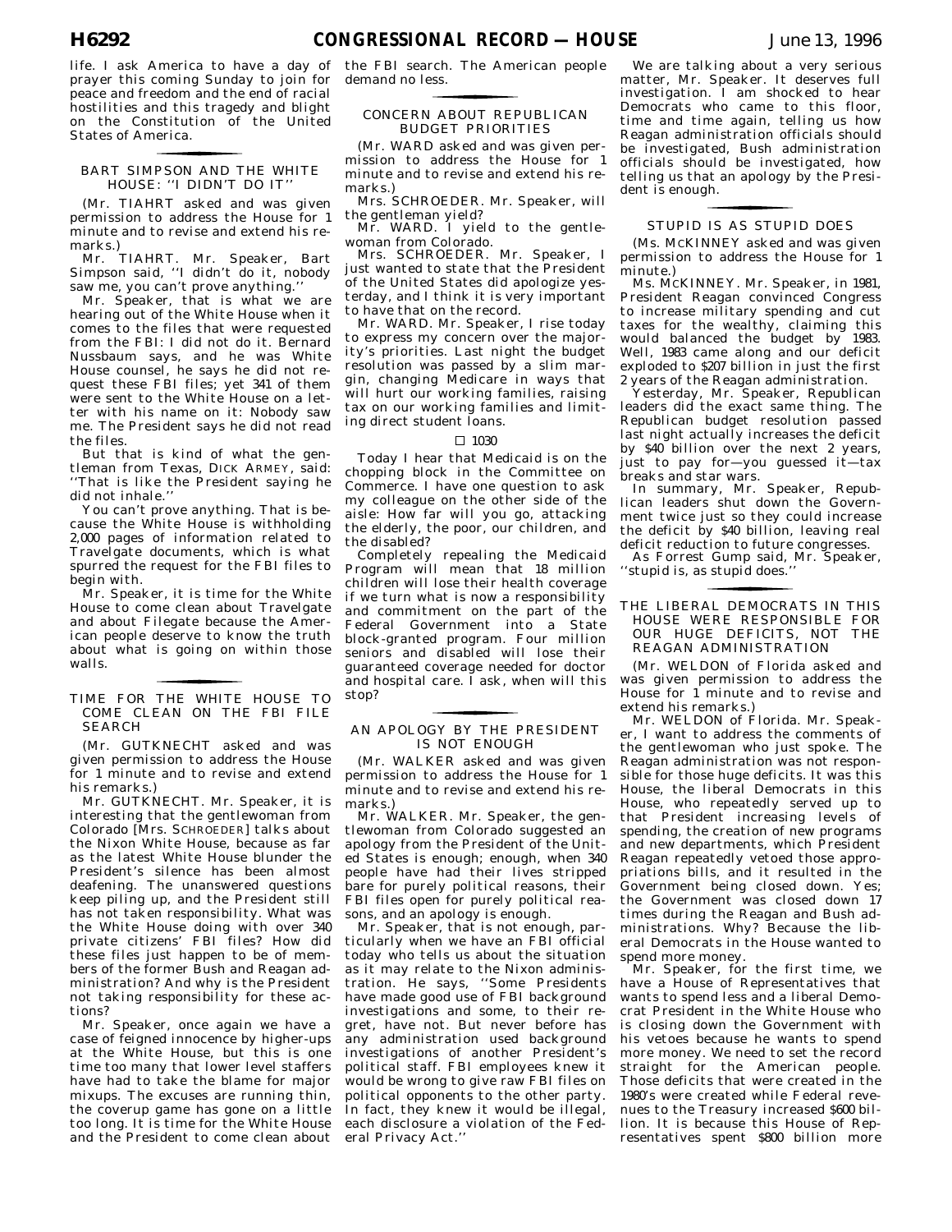life. I ask America to have a day of prayer this coming Sunday to join for peace and freedom and the end of racial hostilities and this tragedy and blight on the Constitution of the United States of America.

## BART SIMPSON AND THE WHITE HOUSE: ''I DIDN'T DO IT''

(Mr. TIAHRT asked and was given permission to address the House for 1 minute and to revise and extend his remarks.)

Mr. TIAHRT. Mr. Speaker, Bart Simpson said, ''I didn't do it, nobody saw me, you can't prove anything.''

Mr. Speaker, that is what we are hearing out of the White House when it comes to the files that were requested from the FBI: I did not do it. Bernard Nussbaum says, and he was White House counsel, he says he did not request these FBI files; yet 341 of them were sent to the White House on a letter with his name on it: Nobody saw me. The President says he did not read the files.

But that is kind of what the gentleman from Texas, DICK ARMEY, said: ''That is like the President saying he did not inhale.''

You can't prove anything. That is because the White House is withholding 2,000 pages of information related to Travelgate documents, which is what spurred the request for the FBI files to begin with.

Mr. Speaker, it is time for the White House to come clean about Travelgate and about Filegate because the American people deserve to know the truth about what is going on within those walls.

## TIME FOR THE WHITE HOUSE TO COME CLEAN ON THE FBI FILE SEARCH

(Mr. GUTKNECHT asked and was given permission to address the House for 1 minute and to revise and extend his remarks.)

Mr. GUTKNECHT. Mr. Speaker, it is interesting that the gentlewoman from Colorado [Mrs. SCHROEDER] talks about the Nixon White House, because as far as the latest White House blunder the President's silence has been almost deafening. The unanswered questions keep piling up, and the President still has not taken responsibility. What was the White House doing with over 340 private citizens' FBI files? How did these files just happen to be of members of the former Bush and Reagan administration? And why is the President not taking responsibility for these actions?

Mr. Speaker, once again we have a case of feigned innocence by higher-ups at the White House, but this is one time too many that lower level staffers have had to take the blame for major mixups. The excuses are running thin, the coverup game has gone on a little too long. It is time for the White House and the President to come clean about the FBI search. The American people demand no less.

## CONCERN ABOUT REPUBLICAN BUDGET PRIORITIES

(Mr. WARD asked and was given permission to address the House for 1 minute and to revise and extend his remarks.)

Mrs. SCHROEDER. Mr. Speaker, will the gentleman yield?

Mr. WARD. I yield to the gentlewoman from Colorado.

Mrs. SCHROEDER. Mr. Speaker, I just wanted to state that the President of the United States did apologize yesterday, and I think it is very important to have that on the record.

Mr. WARD. Mr. Speaker, I rise today to express my concern over the majority's priorities. Last night the budget resolution was passed by a slim margin, changing Medicare in ways that will hurt our working families, raising tax on our working families and limiting direct student loans.

□ 1030

Today I hear that Medicaid is on the chopping block in the Committee on Commerce. I have one question to ask my colleague on the other side of the aisle: How far will you go, attacking the elderly, the poor, our children, and the disabled?

Completely repealing the Medicaid Program will mean that 18 million children will lose their health coverage if we turn what is now a responsibility and commitment on the part of the Federal Government into a State block-granted program. Four million seniors and disabled will lose their guaranteed coverage needed for doctor and hospital care. I ask, when will this stop?

## AN APOLOGY BY THE PRESIDENT IS NOT ENOUGH

(Mr. WALKER asked and was given permission to address the House for 1 minute and to revise and extend his remarks.)

Mr. WALKER. Mr. Speaker, the gentlewoman from Colorado suggested an apology from the President of the United States is enough; enough, when 340 people have had their lives stripped bare for purely political reasons, their FBI files open for purely political reasons, and an apology is enough.

Mr. Speaker, that is not enough, particularly when we have an FBI official today who tells us about the situation as it may relate to the Nixon administration. He says, ''Some Presidents have made good use of FBI background investigations and some, to their regret, have not. But never before has any administration used background investigations of another President's political staff. FBI employees knew it would be wrong to give raw FBI files on political opponents to the other party. In fact, they knew it would be illegal, each disclosure a violation of the Federal Privacy Act.''

We are talking about a very serious matter, Mr. Speaker. It deserves full investigation. I am shocked to hear Democrats who came to this floor, time and time again, telling us how Reagan administration officials should be investigated, Bush administration officials should be investigated, how telling us that an apology by the President is enough.

## STUPID IS AS STUPID DOES

(Ms. MCKINNEY asked and was given permission to address the House for 1 minute.)

Ms. MCKINNEY. Mr. Speaker, in 1981, President Reagan convinced Congress to increase military spending and cut taxes for the wealthy, claiming this would balanced the budget by 1983. Well, 1983 came along and our deficit exploded to $207 billion in just the first 2 years of the Reagan administration.

Yesterday, Mr. Speaker, Republican leaders did the exact same thing. The Republican budget resolution passed last night actually increases the deficit by $40 billion over the next 2 years, just to pay for—you guessed it—tax breaks and star wars.

In summary, Mr. Speaker, Republican leaders shut down the Government twice just so they could increase the deficit by $40 billion, leaving real deficit reduction to future congresses.

As Forrest Gump said, Mr. Speaker, ''stupid is, as stupid does.''

## THE LIBERAL DEMOCRATS IN THIS HOUSE WERE RESPONSIBLE FOR OUR HUGE DEFICITS, NOT THE REAGAN ADMINISTRATION

(Mr. WELDON of Florida asked and was given permission to address the House for 1 minute and to revise and extend his remarks.)

Mr. WELDON of Florida. Mr. Speaker, I want to address the comments of the gentlewoman who just spoke. The Reagan administration was not responsible for those huge deficits. It was this House, the liberal Democrats in this House, who repeatedly served up to that President increasing levels of spending, the creation of new programs and new departments, which President Reagan repeatedly vetoed those appropriations bills, and it resulted in the Government being closed down. Yes; the Government was closed down 17 times during the Reagan and Bush administrations. Why? Because the liberal Democrats in the House wanted to spend more money.

Mr. Speaker, for the first time, we have a House of Representatives that wants to spend less and a liberal Democrat President in the White House who is closing down the Government with his vetoes because he wants to spend more money. We need to set the record straight for the American people. Those deficits that were created in the 1980's were created while Federal revenues to the Treasury increased $600 billion. It is because this House of Representatives spent $800 billion more